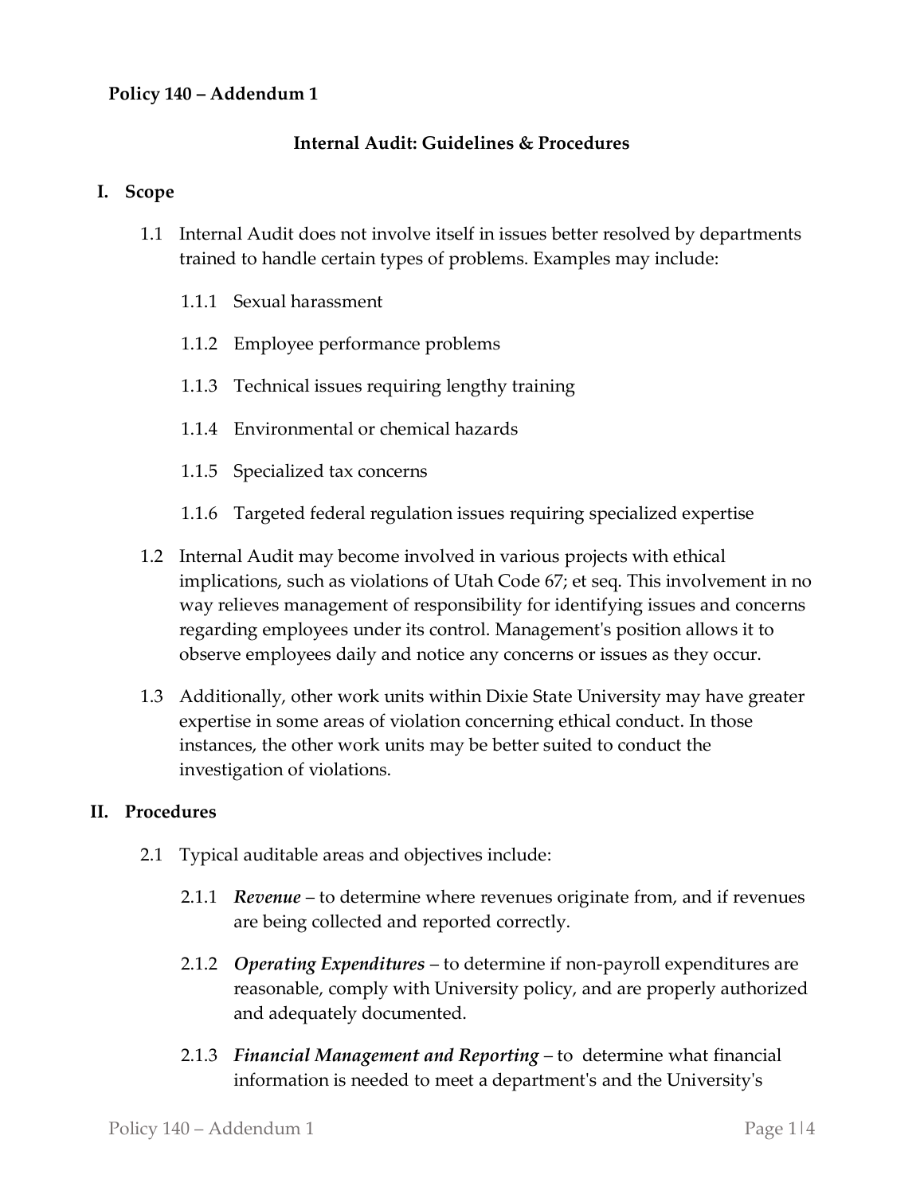**Policy 140 – Addendum 1**

## Internal Audit: Guidelines & Procedures

### I. Scope

1.1 Internal Audit does not involve itself in issues better resolved by departments trained to handle certain types of problems. Examples may include:

1.1.1 Sexual harassment

1.1.2 Employee performance problems

1.1.3 Technical issues requiring lengthy training

1.1.4 Environmental or chemical hazards

1.1.5 Specialized tax concerns

1.1.6 Targeted federal regulation issues requiring specialized expertise

1.2 Internal Audit may become involved in various projects with ethical implications, such as violations of Utah Code 67; et seq. This involvement in no way relieves management of responsibility for identifying issues and concerns regarding employees under its control. Management's position allows it to observe employees daily and notice any concerns or issues as they occur.

1.3 Additionally, other work units within Dixie State University may have greater expertise in some areas of violation concerning ethical conduct. In those instances, the other work units may be better suited to conduct the investigation of violations.

### II. Procedures

2.1 Typical auditable areas and objectives include:

2.1.1 ***Revenue*** – to determine where revenues originate from, and if revenues are being collected and reported correctly.

2.1.2 ***Operating Expenditures*** – to determine if non-payroll expenditures are reasonable, comply with University policy, and are properly authorized and adequately documented.

2.1.3 ***Financial Management and Reporting*** – to determine what financial information is needed to meet a department's and the University's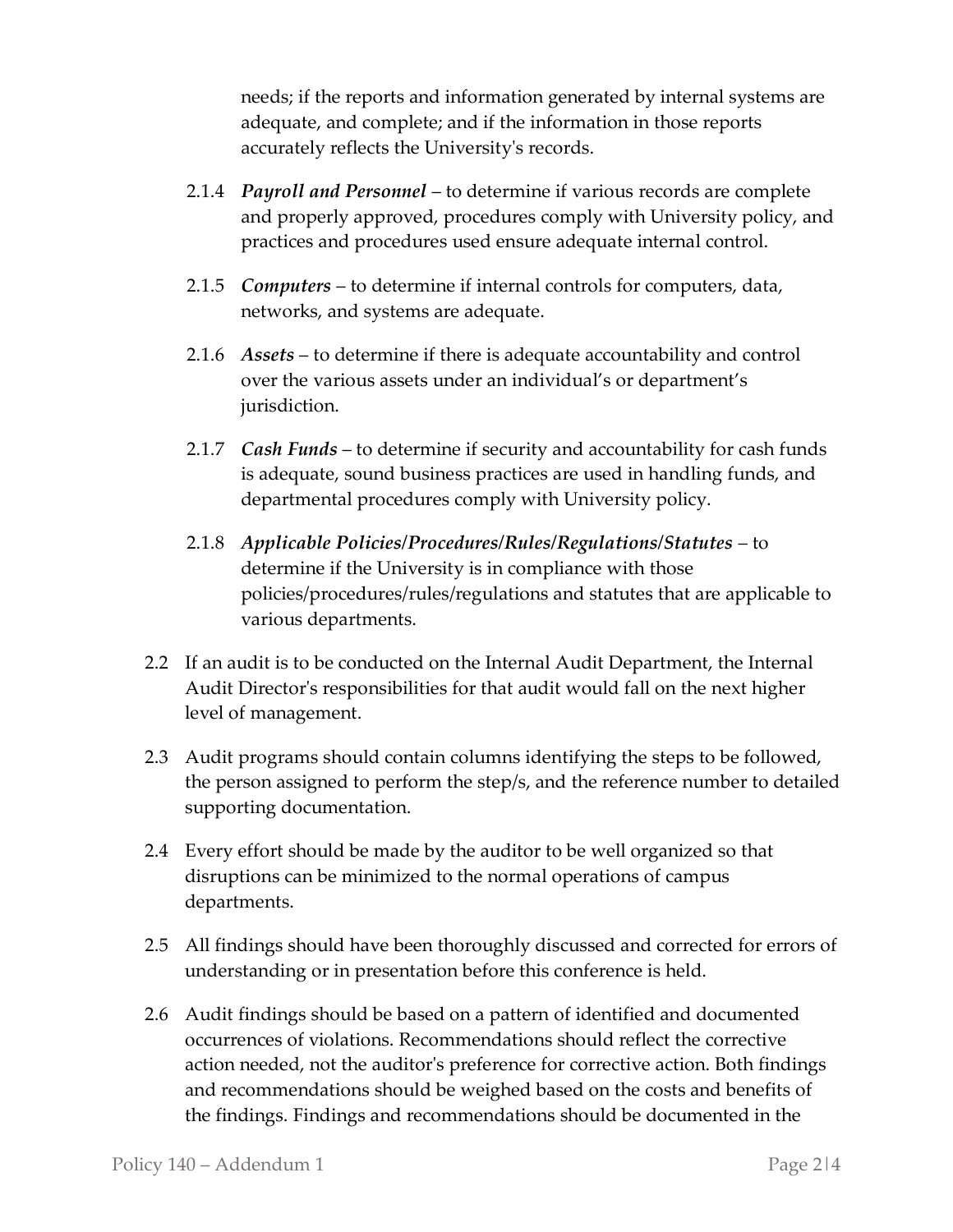needs; if the reports and information generated by internal systems are adequate, and complete; and if the information in those reports accurately reflects the University's records.

2.1.4 ***Payroll and Personnel*** – to determine if various records are complete and properly approved, procedures comply with University policy, and practices and procedures used ensure adequate internal control.

2.1.5 ***Computers*** – to determine if internal controls for computers, data, networks, and systems are adequate.

2.1.6 ***Assets*** – to determine if there is adequate accountability and control over the various assets under an individual's or department's jurisdiction.

2.1.7 ***Cash Funds*** – to determine if security and accountability for cash funds is adequate, sound business practices are used in handling funds, and departmental procedures comply with University policy.

2.1.8 ***Applicable Policies/Procedures/Rules/Regulations/Statutes*** – to determine if the University is in compliance with those policies/procedures/rules/regulations and statutes that are applicable to various departments.

2.2 If an audit is to be conducted on the Internal Audit Department, the Internal Audit Director's responsibilities for that audit would fall on the next higher level of management.

2.3 Audit programs should contain columns identifying the steps to be followed, the person assigned to perform the step/s, and the reference number to detailed supporting documentation.

2.4 Every effort should be made by the auditor to be well organized so that disruptions can be minimized to the normal operations of campus departments.

2.5 All findings should have been thoroughly discussed and corrected for errors of understanding or in presentation before this conference is held.

2.6 Audit findings should be based on a pattern of identified and documented occurrences of violations. Recommendations should reflect the corrective action needed, not the auditor's preference for corrective action. Both findings and recommendations should be weighed based on the costs and benefits of the findings. Findings and recommendations should be documented in the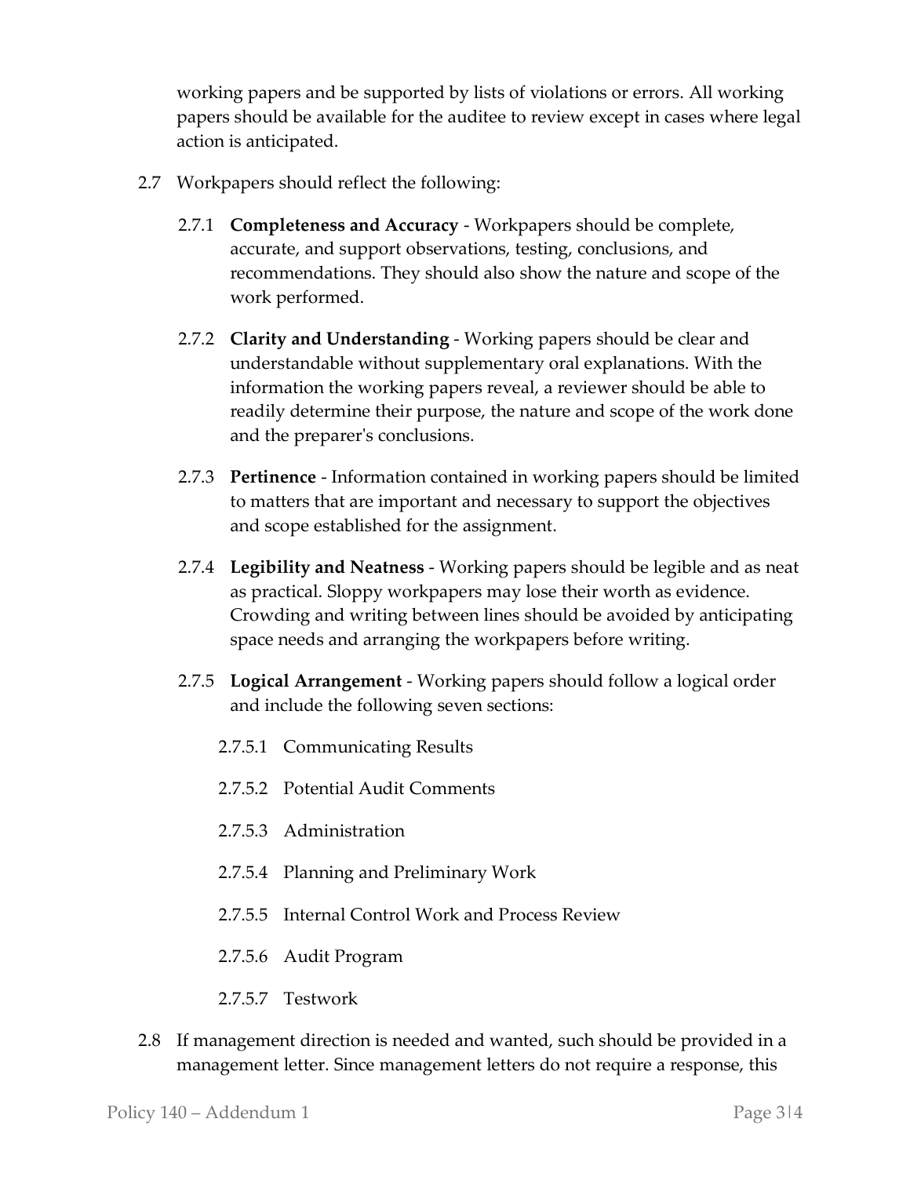working papers and be supported by lists of violations or errors. All working papers should be available for the auditee to review except in cases where legal action is anticipated.

2.7 Workpapers should reflect the following:

2.7.1 **Completeness and Accuracy** - Workpapers should be complete, accurate, and support observations, testing, conclusions, and recommendations. They should also show the nature and scope of the work performed.

2.7.2 **Clarity and Understanding** - Working papers should be clear and understandable without supplementary oral explanations. With the information the working papers reveal, a reviewer should be able to readily determine their purpose, the nature and scope of the work done and the preparer's conclusions.

2.7.3 **Pertinence** - Information contained in working papers should be limited to matters that are important and necessary to support the objectives and scope established for the assignment.

2.7.4 **Legibility and Neatness** - Working papers should be legible and as neat as practical. Sloppy workpapers may lose their worth as evidence. Crowding and writing between lines should be avoided by anticipating space needs and arranging the workpapers before writing.

2.7.5 **Logical Arrangement** - Working papers should follow a logical order and include the following seven sections:

2.7.5.1 Communicating Results

2.7.5.2 Potential Audit Comments

2.7.5.3 Administration

2.7.5.4 Planning and Preliminary Work

2.7.5.5 Internal Control Work and Process Review

2.7.5.6 Audit Program

2.7.5.7 Testwork

2.8 If management direction is needed and wanted, such should be provided in a management letter. Since management letters do not require a response, this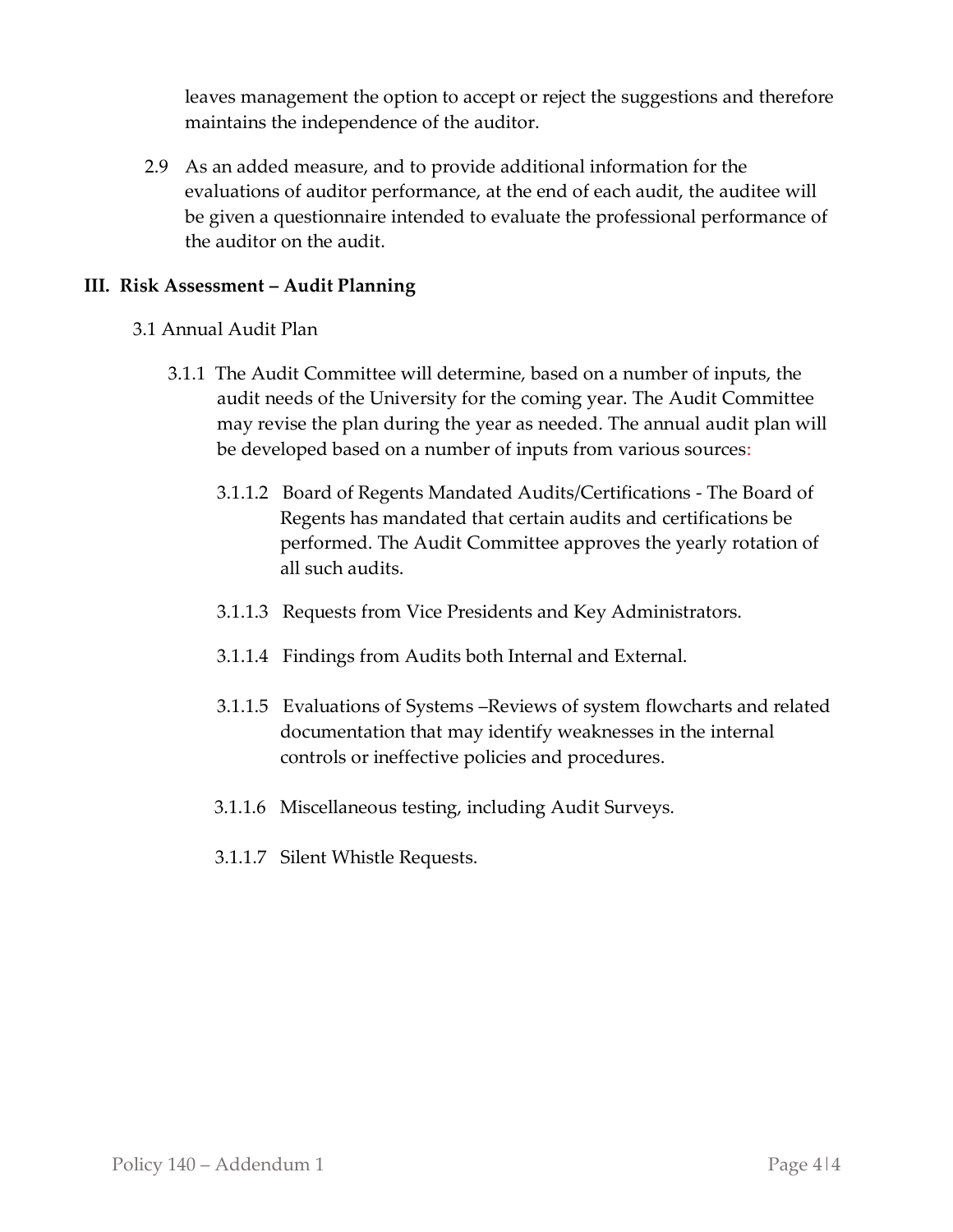leaves management the option to accept or reject the suggestions and therefore maintains the independence of the auditor.

2.9 As an added measure, and to provide additional information for the evaluations of auditor performance, at the end of each audit, the auditee will be given a questionnaire intended to evaluate the professional performance of the auditor on the audit.

## III. Risk Assessment – Audit Planning

3.1 Annual Audit Plan

3.1.1 The Audit Committee will determine, based on a number of inputs, the audit needs of the University for the coming year. The Audit Committee may revise the plan during the year as needed. The annual audit plan will be developed based on a number of inputs from various sources:

3.1.1.2 Board of Regents Mandated Audits/Certifications - The Board of Regents has mandated that certain audits and certifications be performed. The Audit Committee approves the yearly rotation of all such audits.

3.1.1.3 Requests from Vice Presidents and Key Administrators.

3.1.1.4 Findings from Audits both Internal and External.

3.1.1.5 Evaluations of Systems –Reviews of system flowcharts and related documentation that may identify weaknesses in the internal controls or ineffective policies and procedures.

3.1.1.6 Miscellaneous testing, including Audit Surveys.

3.1.1.7 Silent Whistle Requests.